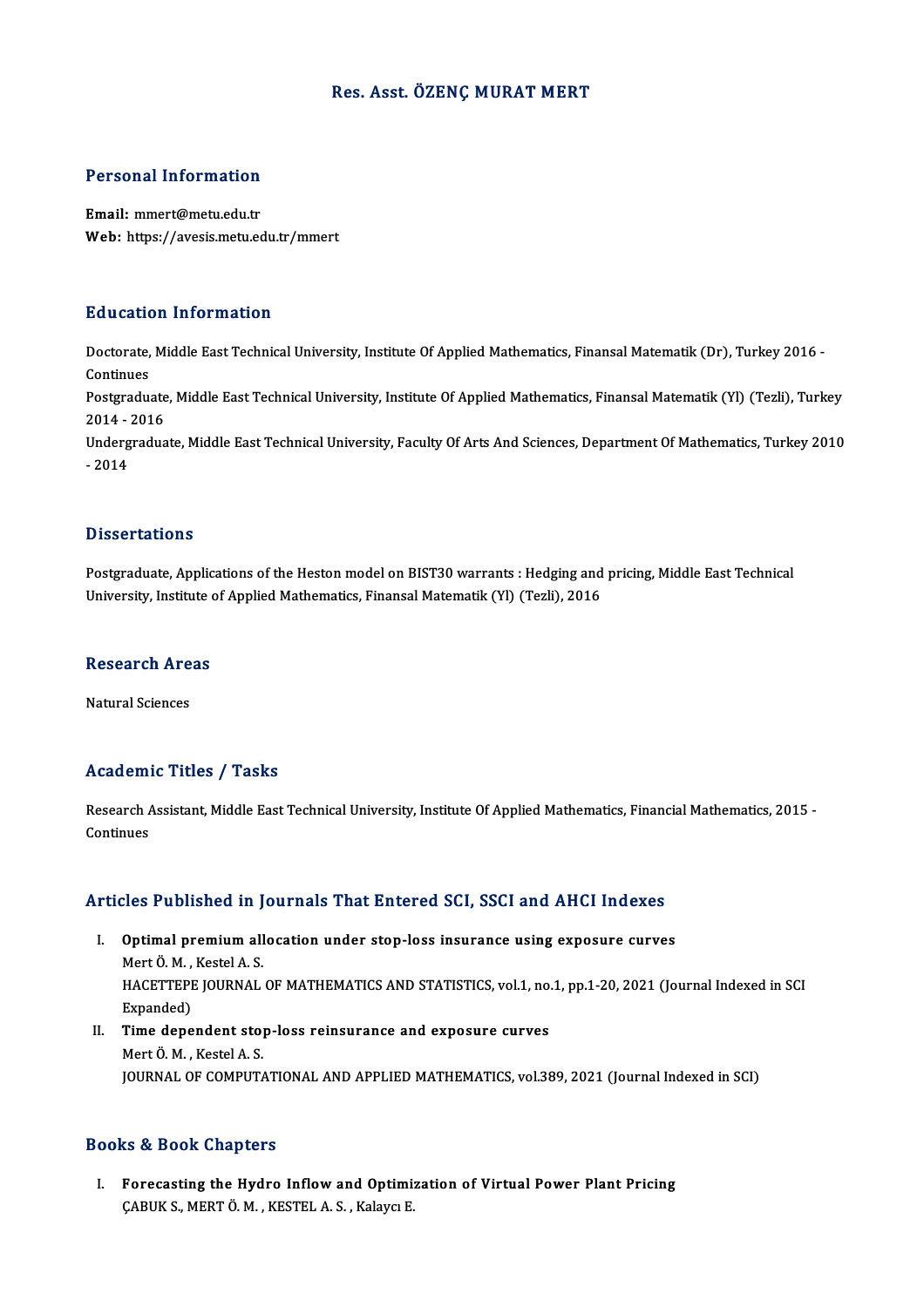# Res. Asst. ÖZENÇ MURAT MERT

## Personal Information

**Email:** mmert@metu.edu.tr
**Web:** https://avesis.metu.edu.tr/mmert

## Education Information

Doctorate, Middle East Technical University, Institute Of Applied Mathematics, Finansal Matematik (Dr), Turkey 2016 - Continues

Postgraduate, Middle East Technical University, Institute Of Applied Mathematics, Finansal Matematik (Yl) (Tezli), Turkey 2014 - 2016

Undergraduate, Middle East Technical University, Faculty Of Arts And Sciences, Department Of Mathematics, Turkey 2010 - 2014

## Dissertations

Postgraduate, Applications of the Heston model on BIST30 warrants : Hedging and pricing, Middle East Technical University, Institute of Applied Mathematics, Finansal Matematik (Yl) (Tezli), 2016

## Research Areas

Natural Sciences

## Academic Titles / Tasks

Research Assistant, Middle East Technical University, Institute Of Applied Mathematics, Financial Mathematics, 2015 - Continues

## Articles Published in Journals That Entered SCI, SSCI and AHCI Indexes

I. **Optimal premium allocation under stop-loss insurance using exposure curves**
   Mert Ö. M. , Kestel A. S.
   HACETTEPE JOURNAL OF MATHEMATICS AND STATISTICS, vol.1, no.1, pp.1-20, 2021 (Journal Indexed in SCI Expanded)

II. **Time dependent stop-loss reinsurance and exposure curves**
   Mert Ö. M. , Kestel A. S.
   JOURNAL OF COMPUTATIONAL AND APPLIED MATHEMATICS, vol.389, 2021 (Journal Indexed in SCI)

## Books & Book Chapters

I. **Forecasting the Hydro Inflow and Optimization of Virtual Power Plant Pricing**
   ÇABUK S., MERT Ö. M. , KESTEL A. S. , Kalaycı E.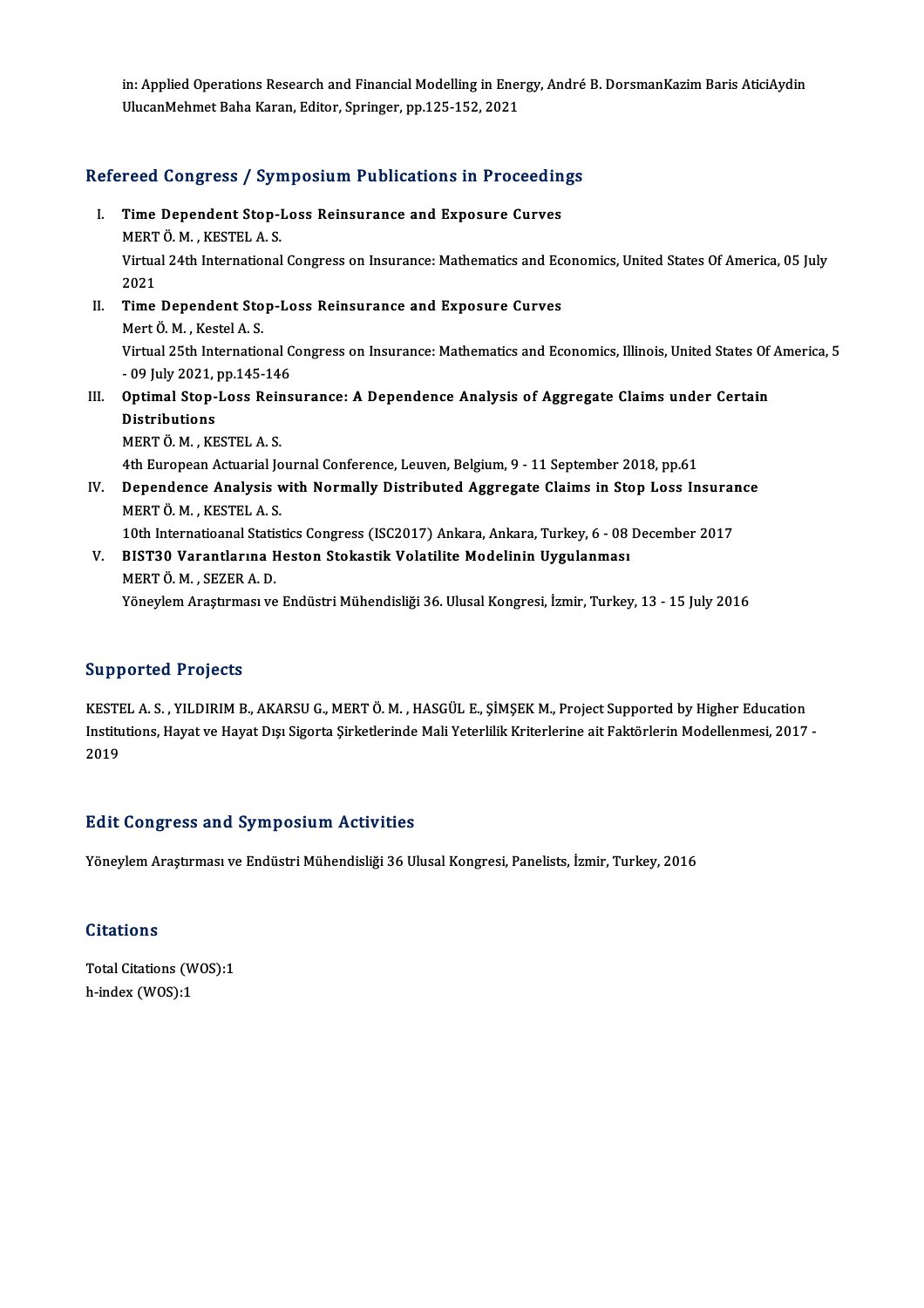in: Applied Operations Research and Financial Modelling in Energy, André B. DorsmanKazim Baris AticiAydin UlucanMehmet Baha Karan, Editor, Springer, pp.125-152, 2021

## Refereed Congress / Symposium Publications in Proceedings

I. **Time Dependent Stop-Loss Reinsurance and Exposure Curves**
MERT Ö. M. , KESTEL A. S.
Virtual 24th International Congress on Insurance: Mathematics and Economics, United States Of America, 05 July 2021

II. **Time Dependent Stop-Loss Reinsurance and Exposure Curves**
Mert Ö. M. , Kestel A. S.
Virtual 25th International Congress on Insurance: Mathematics and Economics, Illinois, United States Of America, 5 - 09 July 2021, pp.145-146

III. **Optimal Stop-Loss Reinsurance: A Dependence Analysis of Aggregate Claims under Certain Distributions**
MERT Ö. M. , KESTEL A. S.
4th European Actuarial Journal Conference, Leuven, Belgium, 9 - 11 September 2018, pp.61

IV. **Dependence Analysis with Normally Distributed Aggregate Claims in Stop Loss Insurance**
MERT Ö. M. , KESTEL A. S.
10th Internatioanal Statistics Congress (ISC2017) Ankara, Ankara, Turkey, 6 - 08 December 2017

V. **BIST30 Varantlarına Heston Stokastik Volatilite Modelinin Uygulanması**
MERT Ö. M. , SEZER A. D.
Yöneylem Araştırması ve Endüstri Mühendisliği 36. Ulusal Kongresi, İzmir, Turkey, 13 - 15 July 2016

## Supported Projects

KESTEL A. S. , YILDIRIM B., AKARSU G., MERT Ö. M. , HASGÜL E., ŞİMŞEK M., Project Supported by Higher Education Institutions, Hayat ve Hayat Dışı Sigorta Şirketlerinde Mali Yeterlilik Kriterlerine ait Faktörlerin Modellenmesi, 2017 - 2019

## Edit Congress and Symposium Activities

Yöneylem Araştırması ve Endüstri Mühendisliği 36 Ulusal Kongresi, Panelists, İzmir, Turkey, 2016

## Citations

Total Citations (WOS):1
h-index (WOS):1